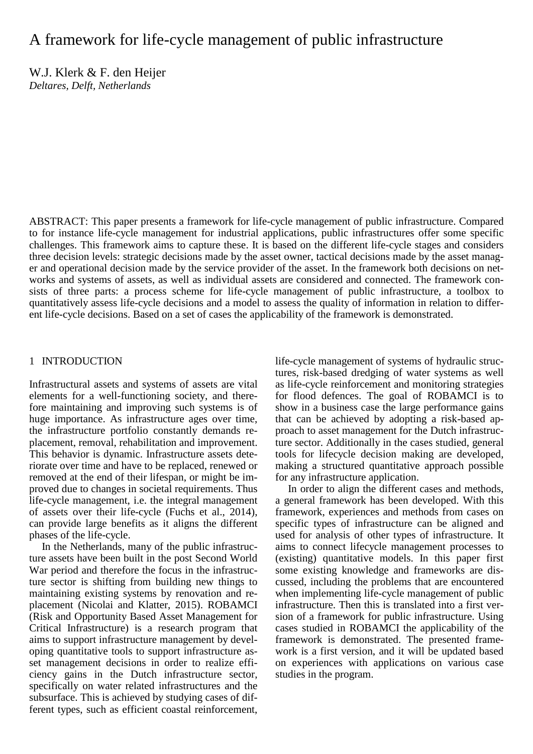# A framework for life-cycle management of public infrastructure

W.J. Klerk & F. den Heijer
*Deltares, Delft, Netherlands*

ABSTRACT: This paper presents a framework for life-cycle management of public infrastructure. Compared to for instance life-cycle management for industrial applications, public infrastructures offer some specific challenges. This framework aims to capture these. It is based on the different life-cycle stages and considers three decision levels: strategic decisions made by the asset owner, tactical decisions made by the asset manager and operational decision made by the service provider of the asset. In the framework both decisions on networks and systems of assets, as well as individual assets are considered and connected. The framework consists of three parts: a process scheme for life-cycle management of public infrastructure, a toolbox to quantitatively assess life-cycle decisions and a model to assess the quality of information in relation to different life-cycle decisions. Based on a set of cases the applicability of the framework is demonstrated.

## 1 INTRODUCTION

Infrastructural assets and systems of assets are vital elements for a well-functioning society, and therefore maintaining and improving such systems is of huge importance. As infrastructure ages over time, the infrastructure portfolio constantly demands replacement, removal, rehabilitation and improvement. This behavior is dynamic. Infrastructure assets deteriorate over time and have to be replaced, renewed or removed at the end of their lifespan, or might be improved due to changes in societal requirements. Thus life-cycle management, i.e. the integral management of assets over their life-cycle (Fuchs et al., 2014), can provide large benefits as it aligns the different phases of the life-cycle.

In the Netherlands, many of the public infrastructure assets have been built in the post Second World War period and therefore the focus in the infrastructure sector is shifting from building new things to maintaining existing systems by renovation and replacement (Nicolai and Klatter, 2015). ROBAMCI (Risk and Opportunity Based Asset Management for Critical Infrastructure) is a research program that aims to support infrastructure management by developing quantitative tools to support infrastructure asset management decisions in order to realize efficiency gains in the Dutch infrastructure sector, specifically on water related infrastructures and the subsurface. This is achieved by studying cases of different types, such as efficient coastal reinforcement, life-cycle management of systems of hydraulic structures, risk-based dredging of water systems as well as life-cycle reinforcement and monitoring strategies for flood defences. The goal of ROBAMCI is to show in a business case the large performance gains that can be achieved by adopting a risk-based approach to asset management for the Dutch infrastructure sector. Additionally in the cases studied, general tools for lifecycle decision making are developed, making a structured quantitative approach possible for any infrastructure application.

In order to align the different cases and methods, a general framework has been developed. With this framework, experiences and methods from cases on specific types of infrastructure can be aligned and used for analysis of other types of infrastructure. It aims to connect lifecycle management processes to (existing) quantitative models. In this paper first some existing knowledge and frameworks are discussed, including the problems that are encountered when implementing life-cycle management of public infrastructure. Then this is translated into a first version of a framework for public infrastructure. Using cases studied in ROBAMCI the applicability of the framework is demonstrated. The presented framework is a first version, and it will be updated based on experiences with applications on various case studies in the program.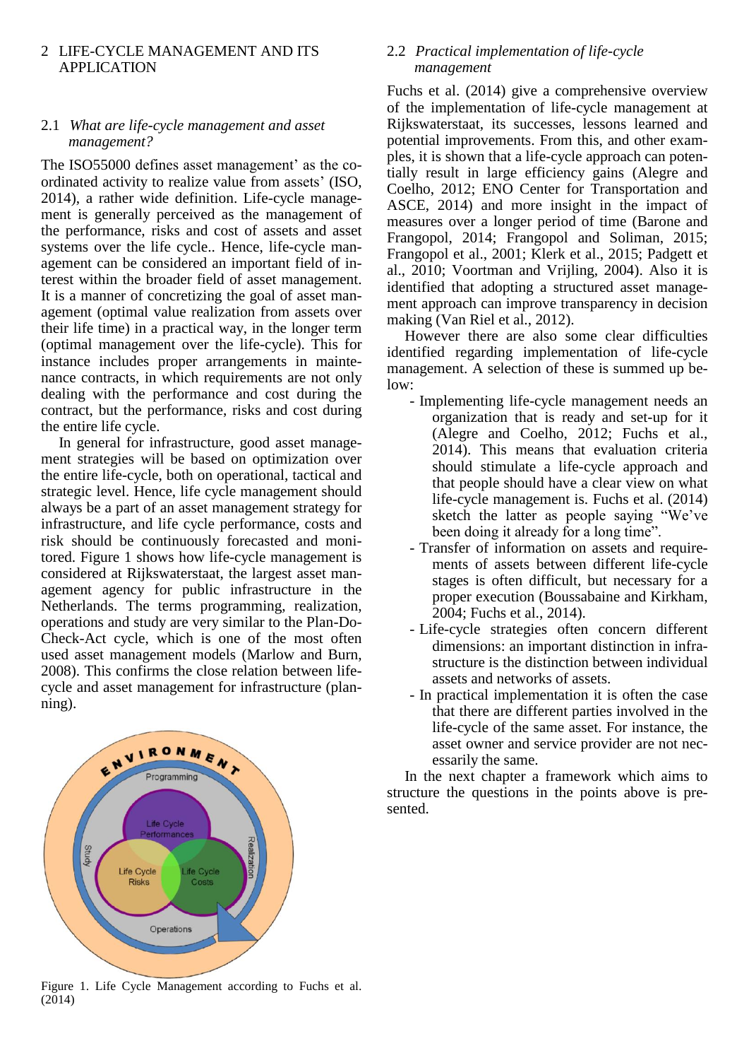## 2 LIFE-CYCLE MANAGEMENT AND ITS APPLICATION

### 2.1 *What are life-cycle management and asset management?*

The ISO55000 defines asset management' as the coordinated activity to realize value from assets' (ISO, 2014), a rather wide definition. Life-cycle management is generally perceived as the management of the performance, risks and cost of assets and asset systems over the life cycle.. Hence, life-cycle management can be considered an important field of interest within the broader field of asset management. It is a manner of concretizing the goal of asset management (optimal value realization from assets over their life time) in a practical way, in the longer term (optimal management over the life-cycle). This for instance includes proper arrangements in maintenance contracts, in which requirements are not only dealing with the performance and cost during the contract, but the performance, risks and cost during the entire life cycle.

In general for infrastructure, good asset management strategies will be based on optimization over the entire life-cycle, both on operational, tactical and strategic level. Hence, life cycle management should always be a part of an asset management strategy for infrastructure, and life cycle performance, costs and risk should be continuously forecasted and monitored. Figure 1 shows how life-cycle management is considered at Rijkswaterstaat, the largest asset management agency for public infrastructure in the Netherlands. The terms programming, realization, operations and study are very similar to the Plan-Do-Check-Act cycle, which is one of the most often used asset management models (Marlow and Burn, 2008). This confirms the close relation between life-cycle and asset management for infrastructure (planning).

Figure 1. Life Cycle Management according to Fuchs et al. (2014)

### 2.2 *Practical implementation of life-cycle management*

Fuchs et al. (2014) give a comprehensive overview of the implementation of life-cycle management at Rijkswaterstaat, its successes, lessons learned and potential improvements. From this, and other examples, it is shown that a life-cycle approach can potentially result in large efficiency gains (Alegre and Coelho, 2012; ENO Center for Transportation and ASCE, 2014) and more insight in the impact of measures over a longer period of time (Barone and Frangopol, 2014; Frangopol and Soliman, 2015; Frangopol et al., 2001; Klerk et al., 2015; Padgett et al., 2010; Voortman and Vrijling, 2004). Also it is identified that adopting a structured asset management approach can improve transparency in decision making (Van Riel et al., 2012).

However there are also some clear difficulties identified regarding implementation of life-cycle management. A selection of these is summed up below:

- Implementing life-cycle management needs an organization that is ready and set-up for it (Alegre and Coelho, 2012; Fuchs et al., 2014). This means that evaluation criteria should stimulate a life-cycle approach and that people should have a clear view on what life-cycle management is. Fuchs et al. (2014) sketch the latter as people saying "We've been doing it already for a long time".
- Transfer of information on assets and requirements of assets between different life-cycle stages is often difficult, but necessary for a proper execution (Boussabaine and Kirkham, 2004; Fuchs et al., 2014).
- Life-cycle strategies often concern different dimensions: an important distinction in infrastructure is the distinction between individual assets and networks of assets.
- In practical implementation it is often the case that there are different parties involved in the life-cycle of the same asset. For instance, the asset owner and service provider are not necessarily the same.

In the next chapter a framework which aims to structure the questions in the points above is presented.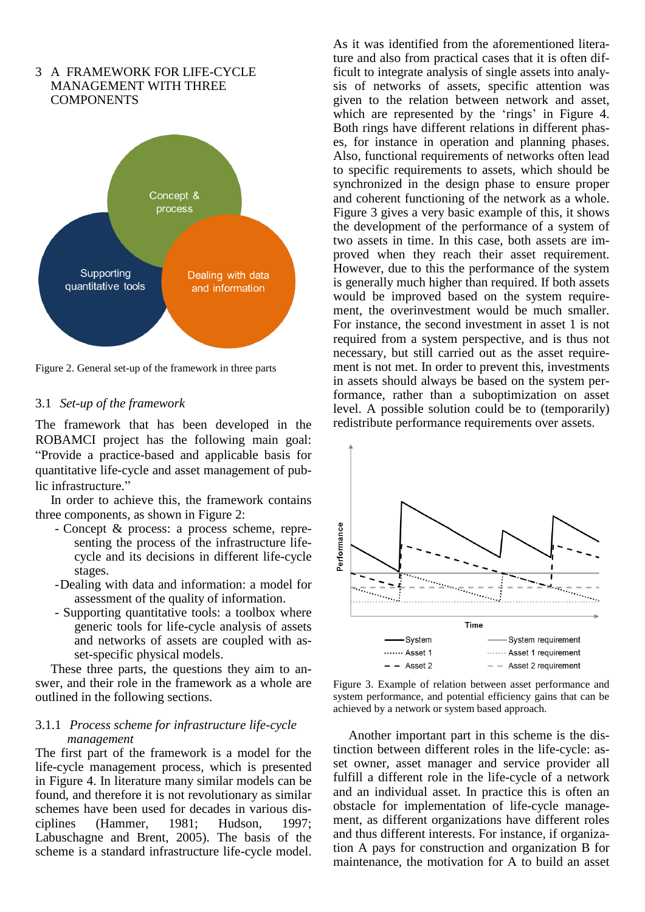## 3 A FRAMEWORK FOR LIFE-CYCLE MANAGEMENT WITH THREE COMPONENTS

Figure 2. General set-up of the framework in three parts

### 3.1 *Set-up of the framework*

The framework that has been developed in the ROBAMCI project has the following main goal: "Provide a practice-based and applicable basis for quantitative life-cycle and asset management of public infrastructure."

In order to achieve this, the framework contains three components, as shown in Figure 2:

- Concept & process: a process scheme, representing the process of the infrastructure life-cycle and its decisions in different life-cycle stages.
- Dealing with data and information: a model for assessment of the quality of information.
- Supporting quantitative tools: a toolbox where generic tools for life-cycle analysis of assets and networks of assets are coupled with asset-specific physical models.

These three parts, the questions they aim to answer, and their role in the framework as a whole are outlined in the following sections.

#### 3.1.1 *Process scheme for infrastructure life-cycle management*

The first part of the framework is a model for the life-cycle management process, which is presented in Figure 4. In literature many similar models can be found, and therefore it is not revolutionary as similar schemes have been used for decades in various disciplines (Hammer, 1981; Hudson, 1997; Labuschagne and Brent, 2005). The basis of the scheme is a standard infrastructure life-cycle model. As it was identified from the aforementioned literature and also from practical cases that it is often difficult to integrate analysis of single assets into analysis of networks of assets, specific attention was given to the relation between network and asset, which are represented by the 'rings' in Figure 4. Both rings have different relations in different phases, for instance in operation and planning phases. Also, functional requirements of networks often lead to specific requirements to assets, which should be synchronized in the design phase to ensure proper and coherent functioning of the network as a whole. Figure 3 gives a very basic example of this, it shows the development of the performance of a system of two assets in time. In this case, both assets are improved when they reach their asset requirement. However, due to this the performance of the system is generally much higher than required. If both assets would be improved based on the system requirement, the overinvestment would be much smaller. For instance, the second investment in asset 1 is not required from a system perspective, and is thus not necessary, but still carried out as the asset requirement is not met. In order to prevent this, investments in assets should always be based on the system performance, rather than a suboptimization on asset level. A possible solution could be to (temporarily) redistribute performance requirements over assets.

Figure 3. Example of relation between asset performance and system performance, and potential efficiency gains that can be achieved by a network or system based approach.

Another important part in this scheme is the distinction between different roles in the life-cycle: asset owner, asset manager and service provider all fulfill a different role in the life-cycle of a network and an individual asset. In practice this is often an obstacle for implementation of life-cycle management, as different organizations have different roles and thus different interests. For instance, if organization A pays for construction and organization B for maintenance, the motivation for A to build an asset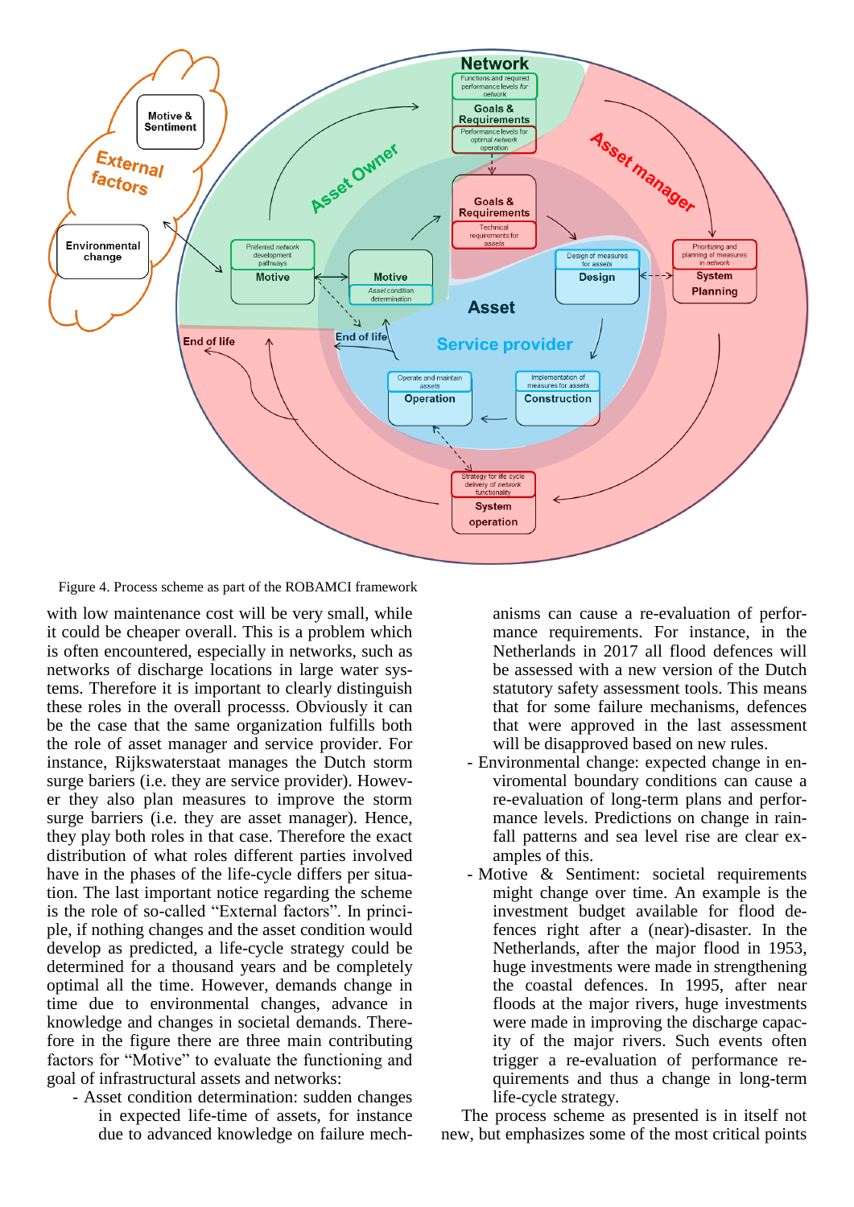Figure 4. Process scheme as part of the ROBAMCI framework

with low maintenance cost will be very small, while it could be cheaper overall. This is a problem which is often encountered, especially in networks, such as networks of discharge locations in large water systems. Therefore it is important to clearly distinguish these roles in the overall processs. Obviously it can be the case that the same organization fulfills both the role of asset manager and service provider. For instance, Rijkswaterstaat manages the Dutch storm surge bariers (i.e. they are service provider). However they also plan measures to improve the storm surge barriers (i.e. they are asset manager). Hence, they play both roles in that case. Therefore the exact distribution of what roles different parties involved have in the phases of the life-cycle differs per situation. The last important notice regarding the scheme is the role of so-called “External factors”. In principle, if nothing changes and the asset condition would develop as predicted, a life-cycle strategy could be determined for a thousand years and be completely optimal all the time. However, demands change in time due to environmental changes, advance in knowledge and changes in societal demands. Therefore in the figure there are three main contributing factors for “Motive” to evaluate the functioning and goal of infrastructural assets and networks:

- Asset condition determination: sudden changes in expected life-time of assets, for instance due to advanced knowledge on failure mechanisms can cause a re-evaluation of performance requirements. For instance, in the Netherlands in 2017 all flood defences will be assessed with a new version of the Dutch statutory safety assessment tools. This means that for some failure mechanisms, defences that were approved in the last assessment will be disapproved based on new rules.
- Environmental change: expected change in enviromental boundary conditions can cause a re-evaluation of long-term plans and performance levels. Predictions on change in rainfall patterns and sea level rise are clear examples of this.
- Motive & Sentiment: societal requirements might change over time. An example is the investment budget available for flood defences right after a (near)-disaster. In the Netherlands, after the major flood in 1953, huge investments were made in strengthening the coastal defences. In 1995, after near floods at the major rivers, huge investments were made in improving the discharge capacity of the major rivers. Such events often trigger a re-evaluation of performance requirements and thus a change in long-term life-cycle strategy.

The process scheme as presented is in itself not new, but emphasizes some of the most critical points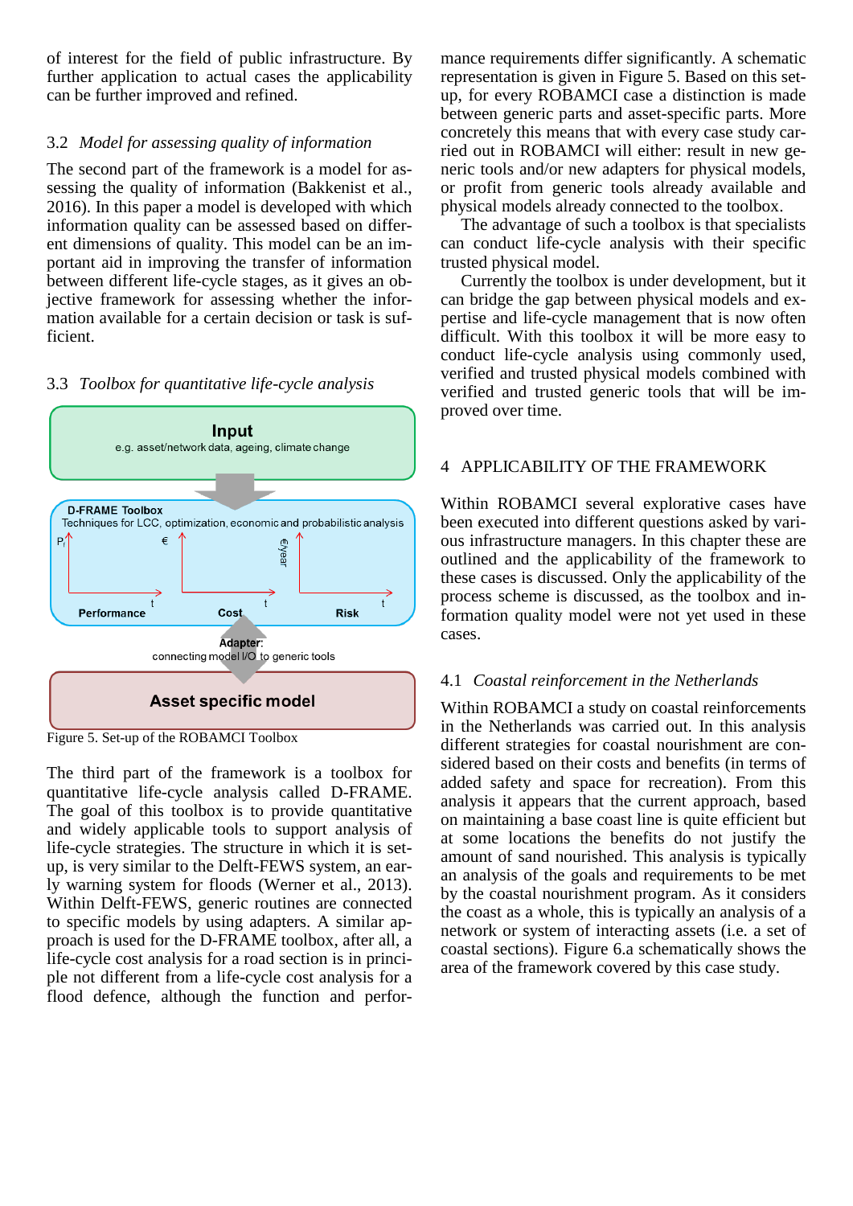of interest for the field of public infrastructure. By further application to actual cases the applicability can be further improved and refined.

### 3.2 *Model for assessing quality of information*

The second part of the framework is a model for assessing the quality of information (Bakkenist et al., 2016). In this paper a model is developed with which information quality can be assessed based on different dimensions of quality. This model can be an important aid in improving the transfer of information between different life-cycle stages, as it gives an objective framework for assessing whether the information available for a certain decision or task is sufficient.

### 3.3 *Toolbox for quantitative life-cycle analysis*

**Input**
e.g. asset/network data, ageing, climate change

**D-FRAME Toolbox**
Techniques for LCC, optimization, economic and probabilistic analysis

Performance | Cost | Risk

**Adapter:**
connecting model I/O to generic tools

**Asset specific model**

Figure 5. Set-up of the ROBAMCI Toolbox

The third part of the framework is a toolbox for quantitative life-cycle analysis called D-FRAME. The goal of this toolbox is to provide quantitative and widely applicable tools to support analysis of life-cycle strategies. The structure in which it is setup, is very similar to the Delft-FEWS system, an early warning system for floods (Werner et al., 2013). Within Delft-FEWS, generic routines are connected to specific models by using adapters. A similar approach is used for the D-FRAME toolbox, after all, a life-cycle cost analysis for a road section is in principle not different from a life-cycle cost analysis for a flood defence, although the function and performance requirements differ significantly. A schematic representation is given in Figure 5. Based on this setup, for every ROBAMCI case a distinction is made between generic parts and asset-specific parts. More concretely this means that with every case study carried out in ROBAMCI will either: result in new generic tools and/or new adapters for physical models, or profit from generic tools already available and physical models already connected to the toolbox.

The advantage of such a toolbox is that specialists can conduct life-cycle analysis with their specific trusted physical model.

Currently the toolbox is under development, but it can bridge the gap between physical models and expertise and life-cycle management that is now often difficult. With this toolbox it will be more easy to conduct life-cycle analysis using commonly used, verified and trusted physical models combined with verified and trusted generic tools that will be improved over time.

## 4 APPLICABILITY OF THE FRAMEWORK

Within ROBAMCI several explorative cases have been executed into different questions asked by various infrastructure managers. In this chapter these are outlined and the applicability of the framework to these cases is discussed. Only the applicability of the process scheme is discussed, as the toolbox and information quality model were not yet used in these cases.

### 4.1 *Coastal reinforcement in the Netherlands*

Within ROBAMCI a study on coastal reinforcements in the Netherlands was carried out. In this analysis different strategies for coastal nourishment are considered based on their costs and benefits (in terms of added safety and space for recreation). From this analysis it appears that the current approach, based on maintaining a base coast line is quite efficient but at some locations the benefits do not justify the amount of sand nourished. This analysis is typically an analysis of the goals and requirements to be met by the coastal nourishment program. As it considers the coast as a whole, this is typically an analysis of a network or system of interacting assets (i.e. a set of coastal sections). Figure 6.a schematically shows the area of the framework covered by this case study.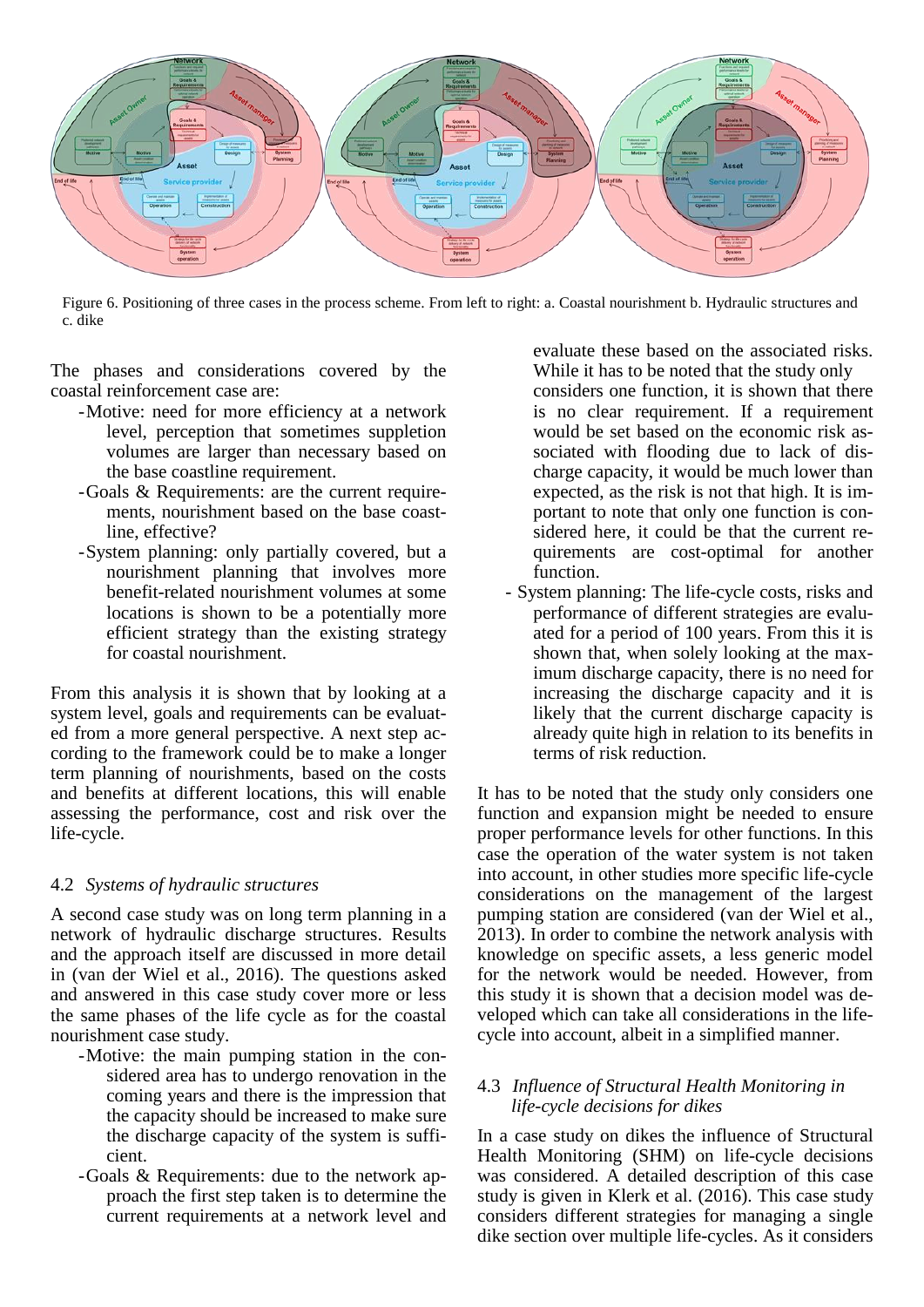Figure 6. Positioning of three cases in the process scheme. From left to right: a. Coastal nourishment b. Hydraulic structures and c. dike

The phases and considerations covered by the coastal reinforcement case are:

- Motive: need for more efficiency at a network level, perception that sometimes suppletion volumes are larger than necessary based on the base coastline requirement.
- Goals & Requirements: are the current requirements, nourishment based on the base coastline, effective?
- System planning: only partially covered, but a nourishment planning that involves more benefit-related nourishment volumes at some locations is shown to be a potentially more efficient strategy than the existing strategy for coastal nourishment.

From this analysis it is shown that by looking at a system level, goals and requirements can be evaluated from a more general perspective. A next step according to the framework could be to make a longer term planning of nourishments, based on the costs and benefits at different locations, this will enable assessing the performance, cost and risk over the life-cycle.

### 4.2 *Systems of hydraulic structures*

A second case study was on long term planning in a network of hydraulic discharge structures. Results and the approach itself are discussed in more detail in (van der Wiel et al., 2016). The questions asked and answered in this case study cover more or less the same phases of the life cycle as for the coastal nourishment case study.

- Motive: the main pumping station in the considered area has to undergo renovation in the coming years and there is the impression that the capacity should be increased to make sure the discharge capacity of the system is sufficient.
- Goals & Requirements: due to the network approach the first step taken is to determine the current requirements at a network level and evaluate these based on the associated risks. While it has to be noted that the study only considers one function, it is shown that there is no clear requirement. If a requirement would be set based on the economic risk associated with flooding due to lack of discharge capacity, it would be much lower than expected, as the risk is not that high. It is important to note that only one function is considered here, it could be that the current requirements are cost-optimal for another function.
- System planning: The life-cycle costs, risks and performance of different strategies are evaluated for a period of 100 years. From this it is shown that, when solely looking at the maximum discharge capacity, there is no need for increasing the discharge capacity and it is likely that the current discharge capacity is already quite high in relation to its benefits in terms of risk reduction.

It has to be noted that the study only considers one function and expansion might be needed to ensure proper performance levels for other functions. In this case the operation of the water system is not taken into account, in other studies more specific life-cycle considerations on the management of the largest pumping station are considered (van der Wiel et al., 2013). In order to combine the network analysis with knowledge on specific assets, a less generic model for the network would be needed. However, from this study it is shown that a decision model was developed which can take all considerations in the life-cycle into account, albeit in a simplified manner.

### 4.3 *Influence of Structural Health Monitoring in life-cycle decisions for dikes*

In a case study on dikes the influence of Structural Health Monitoring (SHM) on life-cycle decisions was considered. A detailed description of this case study is given in Klerk et al. (2016). This case study considers different strategies for managing a single dike section over multiple life-cycles. As it considers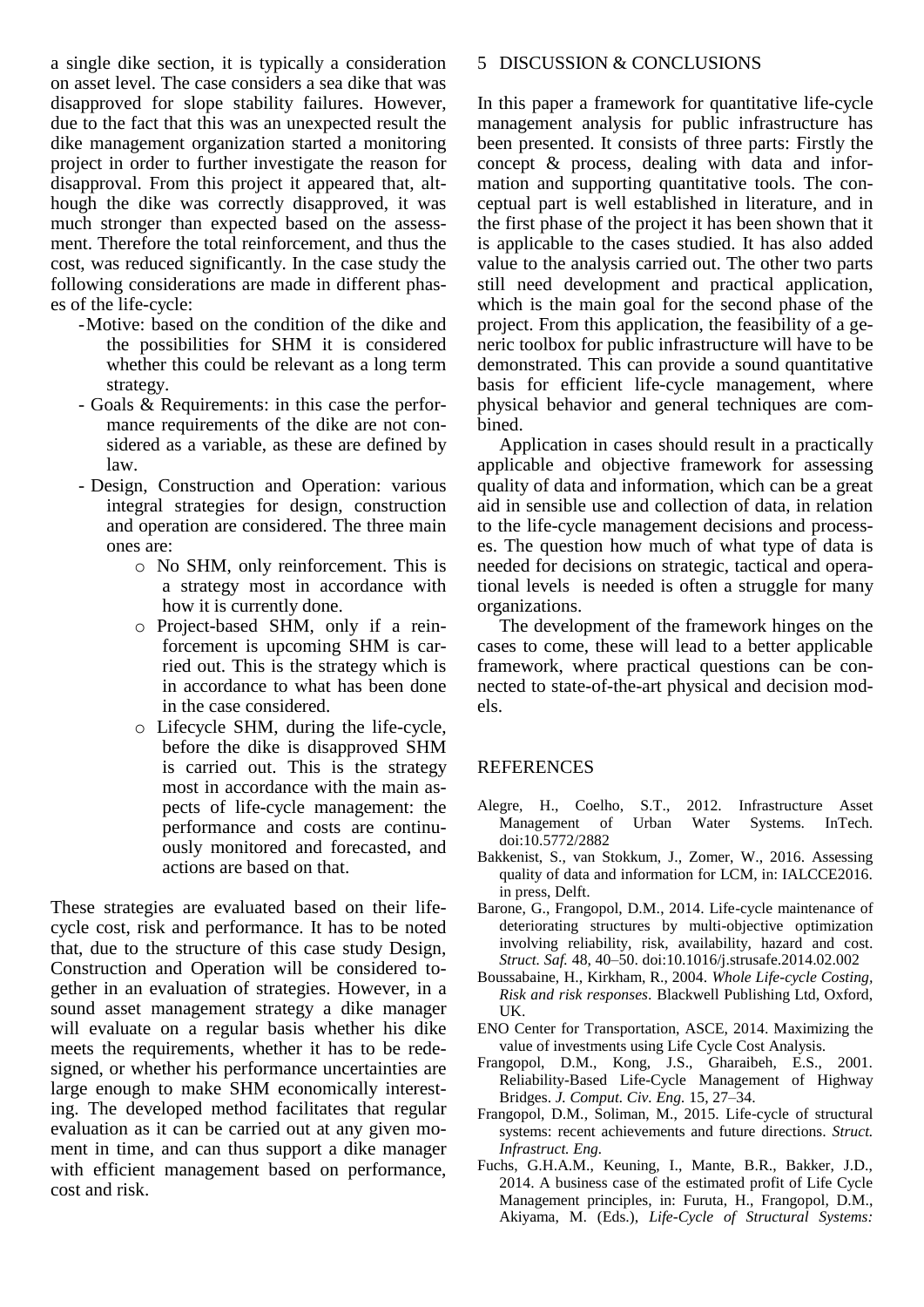a single dike section, it is typically a consideration on asset level. The case considers a sea dike that was disapproved for slope stability failures. However, due to the fact that this was an unexpected result the dike management organization started a monitoring project in order to further investigate the reason for disapproval. From this project it appeared that, although the dike was correctly disapproved, it was much stronger than expected based on the assessment. Therefore the total reinforcement, and thus the cost, was reduced significantly. In the case study the following considerations are made in different phases of the life-cycle:

- Motive: based on the condition of the dike and the possibilities for SHM it is considered whether this could be relevant as a long term strategy.
- Goals & Requirements: in this case the performance requirements of the dike are not considered as a variable, as these are defined by law.
- Design, Construction and Operation: various integral strategies for design, construction and operation are considered. The three main ones are:
  - No SHM, only reinforcement. This is a strategy most in accordance with how it is currently done.
  - Project-based SHM, only if a reinforcement is upcoming SHM is carried out. This is the strategy which is in accordance to what has been done in the case considered.
  - Lifecycle SHM, during the life-cycle, before the dike is disapproved SHM is carried out. This is the strategy most in accordance with the main aspects of life-cycle management: the performance and costs are continuously monitored and forecasted, and actions are based on that.

These strategies are evaluated based on their life-cycle cost, risk and performance. It has to be noted that, due to the structure of this case study Design, Construction and Operation will be considered together in an evaluation of strategies. However, in a sound asset management strategy a dike manager will evaluate on a regular basis whether his dike meets the requirements, whether it has to be redesigned, or whether his performance uncertainties are large enough to make SHM economically interesting. The developed method facilitates that regular evaluation as it can be carried out at any given moment in time, and can thus support a dike manager with efficient management based on performance, cost and risk.

## 5 DISCUSSION & CONCLUSIONS

In this paper a framework for quantitative life-cycle management analysis for public infrastructure has been presented. It consists of three parts: Firstly the concept & process, dealing with data and information and supporting quantitative tools. The conceptual part is well established in literature, and in the first phase of the project it has been shown that it is applicable to the cases studied. It has also added value to the analysis carried out. The other two parts still need development and practical application, which is the main goal for the second phase of the project. From this application, the feasibility of a generic toolbox for public infrastructure will have to be demonstrated. This can provide a sound quantitative basis for efficient life-cycle management, where physical behavior and general techniques are combined.

Application in cases should result in a practically applicable and objective framework for assessing quality of data and information, which can be a great aid in sensible use and collection of data, in relation to the life-cycle management decisions and processes. The question how much of what type of data is needed for decisions on strategic, tactical and operational levels is needed is often a struggle for many organizations.

The development of the framework hinges on the cases to come, these will lead to a better applicable framework, where practical questions can be connected to state-of-the-art physical and decision models.

## REFERENCES

Alegre, H., Coelho, S.T., 2012. Infrastructure Asset Management of Urban Water Systems. InTech. doi:10.5772/2882

Bakkenist, S., van Stokkum, J., Zomer, W., 2016. Assessing quality of data and information for LCM, in: IALCCE2016. in press, Delft.

Barone, G., Frangopol, D.M., 2014. Life-cycle maintenance of deteriorating structures by multi-objective optimization involving reliability, risk, availability, hazard and cost. *Struct. Saf.* 48, 40–50. doi:10.1016/j.strusafe.2014.02.002

Boussabaine, H., Kirkham, R., 2004. *Whole Life-cycle Costing, Risk and risk responses*. Blackwell Publishing Ltd, Oxford, UK.

ENO Center for Transportation, ASCE, 2014. Maximizing the value of investments using Life Cycle Cost Analysis.

Frangopol, D.M., Kong, J.S., Gharaibeh, E.S., 2001. Reliability-Based Life-Cycle Management of Highway Bridges. *J. Comput. Civ. Eng.* 15, 27–34.

Frangopol, D.M., Soliman, M., 2015. Life-cycle of structural systems: recent achievements and future directions. *Struct. Infrastruct. Eng.*

Fuchs, G.H.A.M., Keuning, I., Mante, B.R., Bakker, J.D., 2014. A business case of the estimated profit of Life Cycle Management principles, in: Furuta, H., Frangopol, D.M., Akiyama, M. (Eds.), *Life-Cycle of Structural Systems:*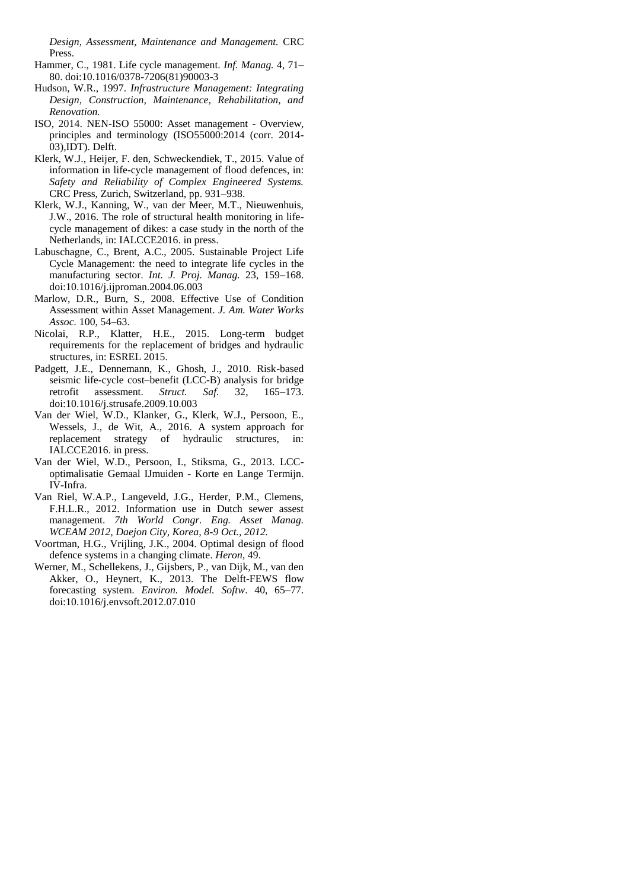*Design, Assessment, Maintenance and Management.* CRC Press.

Hammer, C., 1981. Life cycle management. *Inf. Manag.* 4, 71–80. doi:10.1016/0378-7206(81)90003-3

Hudson, W.R., 1997. *Infrastructure Management: Integrating Design, Construction, Maintenance, Rehabilitation, and Renovation.*

ISO, 2014. NEN-ISO 55000: Asset management - Overview, principles and terminology (ISO55000:2014 (corr. 2014-03),IDT). Delft.

Klerk, W.J., Heijer, F. den, Schweckendiek, T., 2015. Value of information in life-cycle management of flood defences, in: *Safety and Reliability of Complex Engineered Systems.* CRC Press, Zurich, Switzerland, pp. 931–938.

Klerk, W.J., Kanning, W., van der Meer, M.T., Nieuwenhuis, J.W., 2016. The role of structural health monitoring in life-cycle management of dikes: a case study in the north of the Netherlands, in: IALCCE2016. in press.

Labuschagne, C., Brent, A.C., 2005. Sustainable Project Life Cycle Management: the need to integrate life cycles in the manufacturing sector. *Int. J. Proj. Manag.* 23, 159–168. doi:10.1016/j.ijproman.2004.06.003

Marlow, D.R., Burn, S., 2008. Effective Use of Condition Assessment within Asset Management. *J. Am. Water Works Assoc.* 100, 54–63.

Nicolai, R.P., Klatter, H.E., 2015. Long-term budget requirements for the replacement of bridges and hydraulic structures, in: ESREL 2015.

Padgett, J.E., Dennemann, K., Ghosh, J., 2010. Risk-based seismic life-cycle cost–benefit (LCC-B) analysis for bridge retrofit assessment. *Struct. Saf.* 32, 165–173. doi:10.1016/j.strusafe.2009.10.003

Van der Wiel, W.D., Klanker, G., Klerk, W.J., Persoon, E., Wessels, J., de Wit, A., 2016. A system approach for replacement strategy of hydraulic structures, in: IALCCE2016. in press.

Van der Wiel, W.D., Persoon, I., Stiksma, G., 2013. LCC-optimalisatie Gemaal IJmuiden - Korte en Lange Termijn. IV-Infra.

Van Riel, W.A.P., Langeveld, J.G., Herder, P.M., Clemens, F.H.L.R., 2012. Information use in Dutch sewer assest management. *7th World Congr. Eng. Asset Manag. WCEAM 2012, Daejon City, Korea, 8-9 Oct., 2012.*

Voortman, H.G., Vrijling, J.K., 2004. Optimal design of flood defence systems in a changing climate. *Heron*, 49.

Werner, M., Schellekens, J., Gijsbers, P., van Dijk, M., van den Akker, O., Heynert, K., 2013. The Delft-FEWS flow forecasting system. *Environ. Model. Softw*. 40, 65–77. doi:10.1016/j.envsoft.2012.07.010